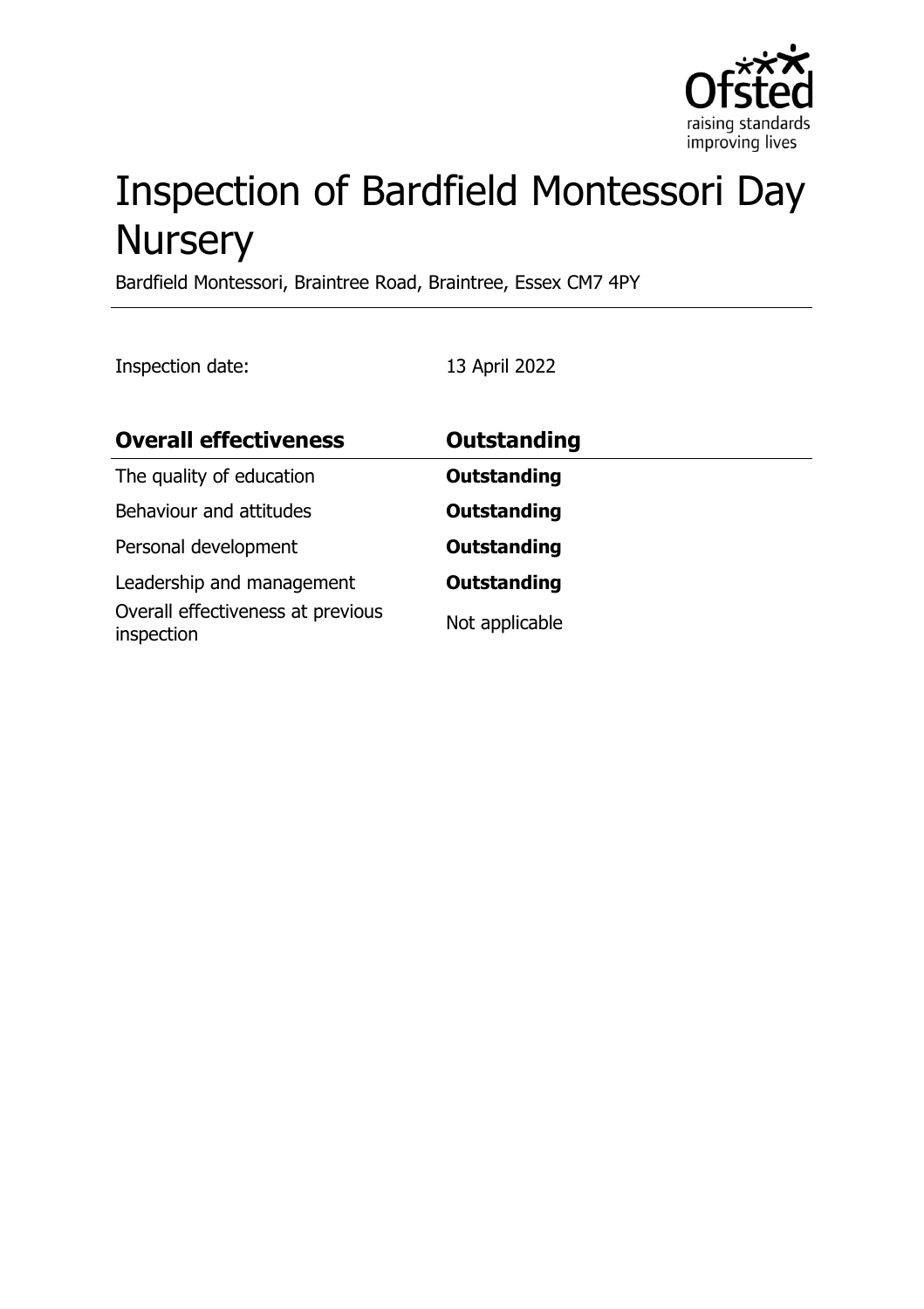# Inspection of Bardfield Montessori Day Nursery

Bardfield Montessori, Braintree Road, Braintree, Essex CM7 4PY

Inspection date: 13 April 2022

| **Overall effectiveness** | **Outstanding** |
| --- | --- |
| The quality of education | **Outstanding** |
| Behaviour and attitudes | **Outstanding** |
| Personal development | **Outstanding** |
| Leadership and management | **Outstanding** |
| Overall effectiveness at previous inspection | Not applicable |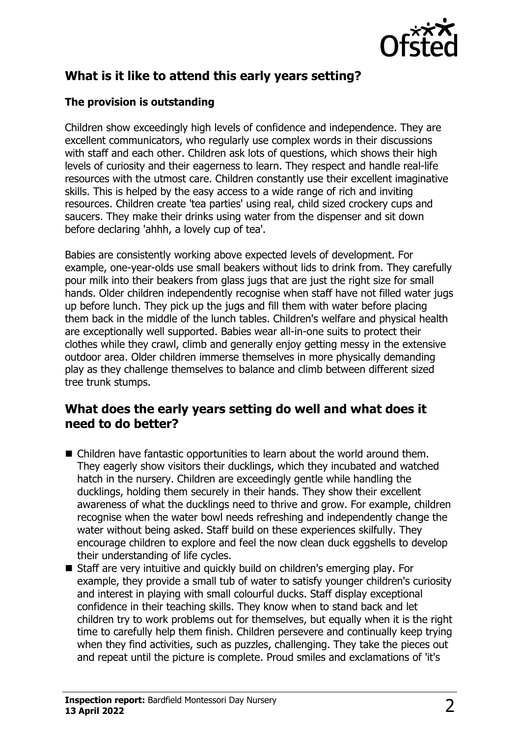## What is it like to attend this early years setting?

### The provision is outstanding

Children show exceedingly high levels of confidence and independence. They are excellent communicators, who regularly use complex words in their discussions with staff and each other. Children ask lots of questions, which shows their high levels of curiosity and their eagerness to learn. They respect and handle real-life resources with the utmost care. Children constantly use their excellent imaginative skills. This is helped by the easy access to a wide range of rich and inviting resources. Children create 'tea parties' using real, child sized crockery cups and saucers. They make their drinks using water from the dispenser and sit down before declaring 'ahhh, a lovely cup of tea'.

Babies are consistently working above expected levels of development. For example, one-year-olds use small beakers without lids to drink from. They carefully pour milk into their beakers from glass jugs that are just the right size for small hands. Older children independently recognise when staff have not filled water jugs up before lunch. They pick up the jugs and fill them with water before placing them back in the middle of the lunch tables. Children's welfare and physical health are exceptionally well supported. Babies wear all-in-one suits to protect their clothes while they crawl, climb and generally enjoy getting messy in the extensive outdoor area. Older children immerse themselves in more physically demanding play as they challenge themselves to balance and climb between different sized tree trunk stumps.

## What does the early years setting do well and what does it need to do better?

- Children have fantastic opportunities to learn about the world around them. They eagerly show visitors their ducklings, which they incubated and watched hatch in the nursery. Children are exceedingly gentle while handling the ducklings, holding them securely in their hands. They show their excellent awareness of what the ducklings need to thrive and grow. For example, children recognise when the water bowl needs refreshing and independently change the water without being asked. Staff build on these experiences skilfully. They encourage children to explore and feel the now clean duck eggshells to develop their understanding of life cycles.
- Staff are very intuitive and quickly build on children's emerging play. For example, they provide a small tub of water to satisfy younger children's curiosity and interest in playing with small colourful ducks. Staff display exceptional confidence in their teaching skills. They know when to stand back and let children try to work problems out for themselves, but equally when it is the right time to carefully help them finish. Children persevere and continually keep trying when they find activities, such as puzzles, challenging. They take the pieces out and repeat until the picture is complete. Proud smiles and exclamations of 'it's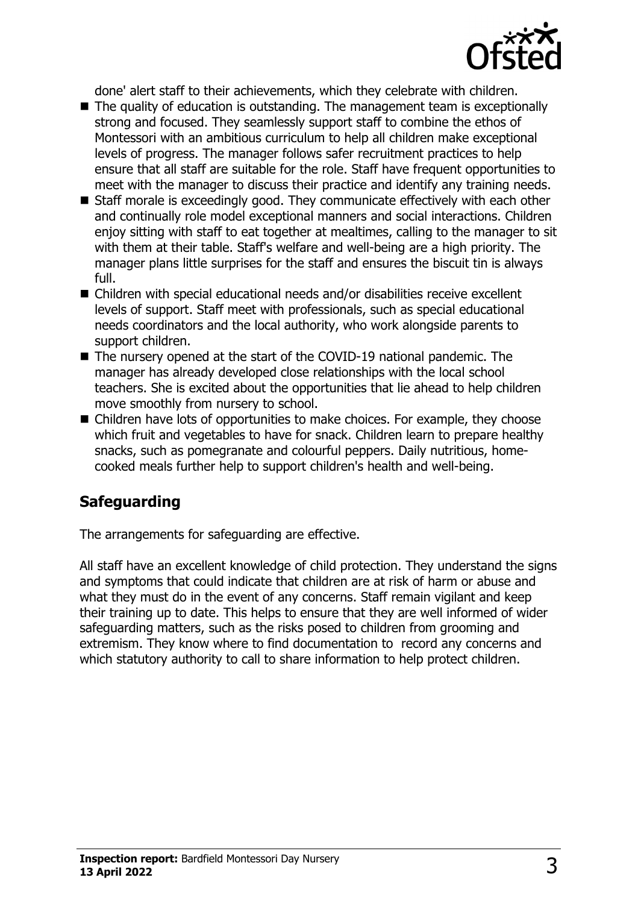done' alert staff to their achievements, which they celebrate with children.

- The quality of education is outstanding. The management team is exceptionally strong and focused. They seamlessly support staff to combine the ethos of Montessori with an ambitious curriculum to help all children make exceptional levels of progress. The manager follows safer recruitment practices to help ensure that all staff are suitable for the role. Staff have frequent opportunities to meet with the manager to discuss their practice and identify any training needs.
- Staff morale is exceedingly good. They communicate effectively with each other and continually role model exceptional manners and social interactions. Children enjoy sitting with staff to eat together at mealtimes, calling to the manager to sit with them at their table. Staff's welfare and well-being are a high priority. The manager plans little surprises for the staff and ensures the biscuit tin is always full.
- Children with special educational needs and/or disabilities receive excellent levels of support. Staff meet with professionals, such as special educational needs coordinators and the local authority, who work alongside parents to support children.
- The nursery opened at the start of the COVID-19 national pandemic. The manager has already developed close relationships with the local school teachers. She is excited about the opportunities that lie ahead to help children move smoothly from nursery to school.
- Children have lots of opportunities to make choices. For example, they choose which fruit and vegetables to have for snack. Children learn to prepare healthy snacks, such as pomegranate and colourful peppers. Daily nutritious, home-cooked meals further help to support children's health and well-being.

## Safeguarding

The arrangements for safeguarding are effective.

All staff have an excellent knowledge of child protection. They understand the signs and symptoms that could indicate that children are at risk of harm or abuse and what they must do in the event of any concerns. Staff remain vigilant and keep their training up to date. This helps to ensure that they are well informed of wider safeguarding matters, such as the risks posed to children from grooming and extremism. They know where to find documentation to record any concerns and which statutory authority to call to share information to help protect children.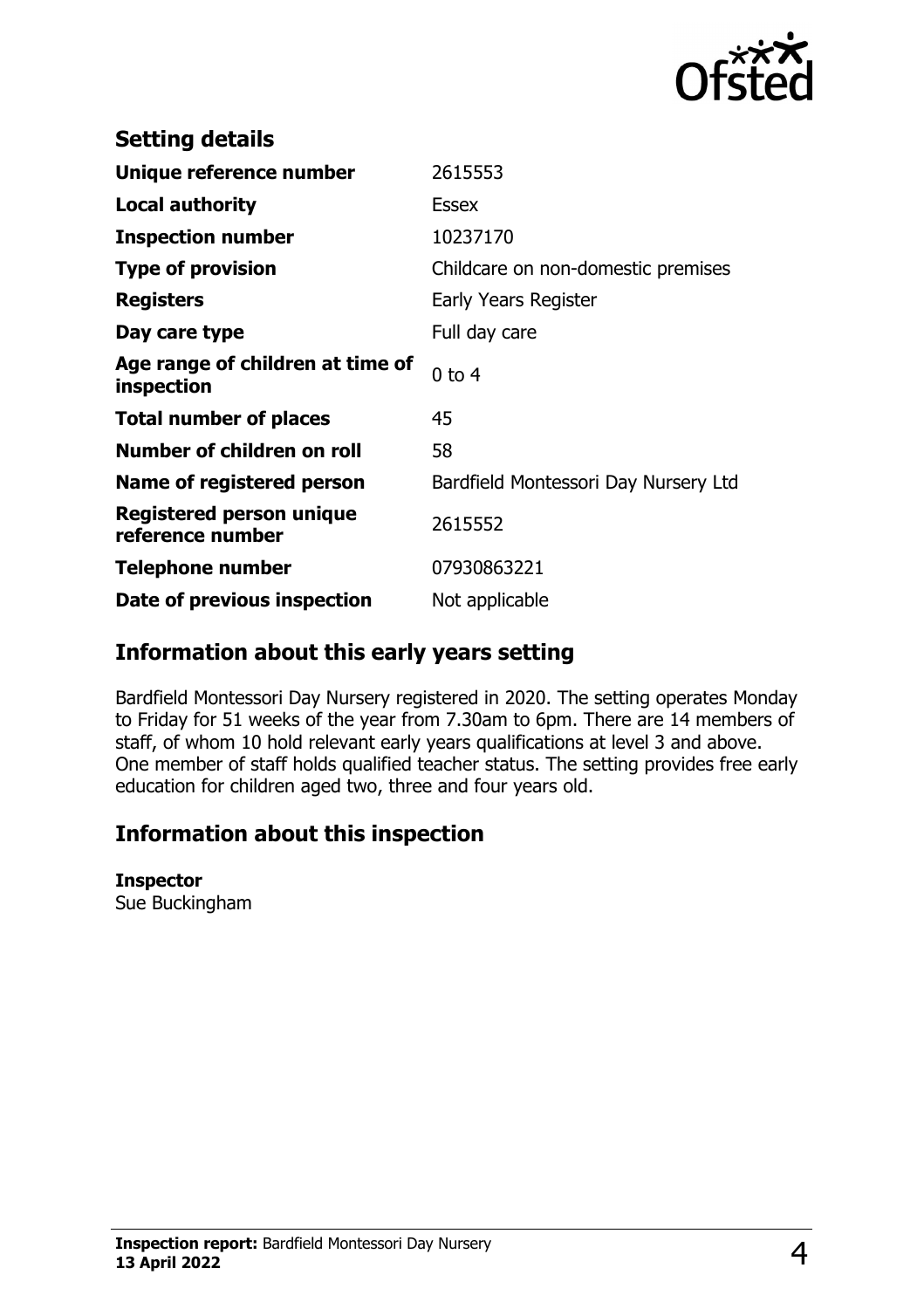## Setting details

| | |
|---|---|
| **Unique reference number** | 2615553 |
| **Local authority** | Essex |
| **Inspection number** | 10237170 |
| **Type of provision** | Childcare on non-domestic premises |
| **Registers** | Early Years Register |
| **Day care type** | Full day care |
| **Age range of children at time of inspection** | 0 to 4 |
| **Total number of places** | 45 |
| **Number of children on roll** | 58 |
| **Name of registered person** | Bardfield Montessori Day Nursery Ltd |
| **Registered person unique reference number** | 2615552 |
| **Telephone number** | 07930863221 |
| **Date of previous inspection** | Not applicable |

## Information about this early years setting

Bardfield Montessori Day Nursery registered in 2020. The setting operates Monday to Friday for 51 weeks of the year from 7.30am to 6pm. There are 14 members of staff, of whom 10 hold relevant early years qualifications at level 3 and above. One member of staff holds qualified teacher status. The setting provides free early education for children aged two, three and four years old.

## Information about this inspection

**Inspector**
Sue Buckingham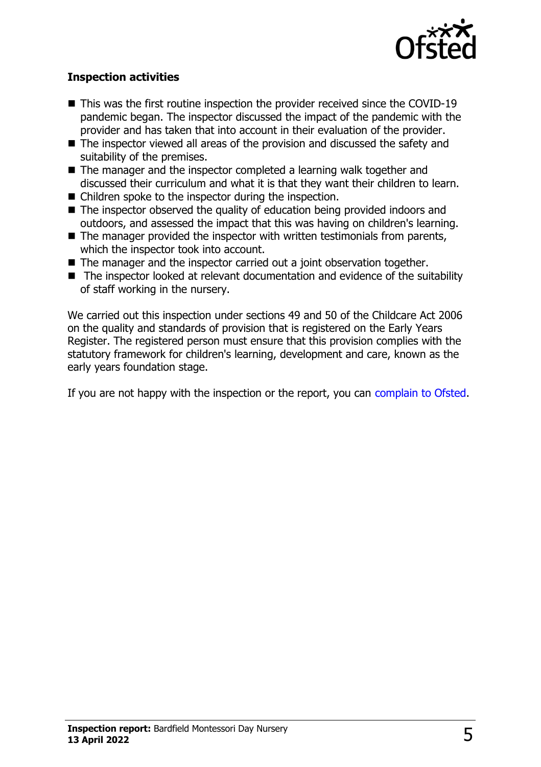### Inspection activities

- This was the first routine inspection the provider received since the COVID-19 pandemic began. The inspector discussed the impact of the pandemic with the provider and has taken that into account in their evaluation of the provider.
- The inspector viewed all areas of the provision and discussed the safety and suitability of the premises.
- The manager and the inspector completed a learning walk together and discussed their curriculum and what it is that they want their children to learn.
- Children spoke to the inspector during the inspection.
- The inspector observed the quality of education being provided indoors and outdoors, and assessed the impact that this was having on children's learning.
- The manager provided the inspector with written testimonials from parents, which the inspector took into account.
- The manager and the inspector carried out a joint observation together.
- The inspector looked at relevant documentation and evidence of the suitability of staff working in the nursery.

We carried out this inspection under sections 49 and 50 of the Childcare Act 2006 on the quality and standards of provision that is registered on the Early Years Register. The registered person must ensure that this provision complies with the statutory framework for children's learning, development and care, known as the early years foundation stage.

If you are not happy with the inspection or the report, you can complain to Ofsted.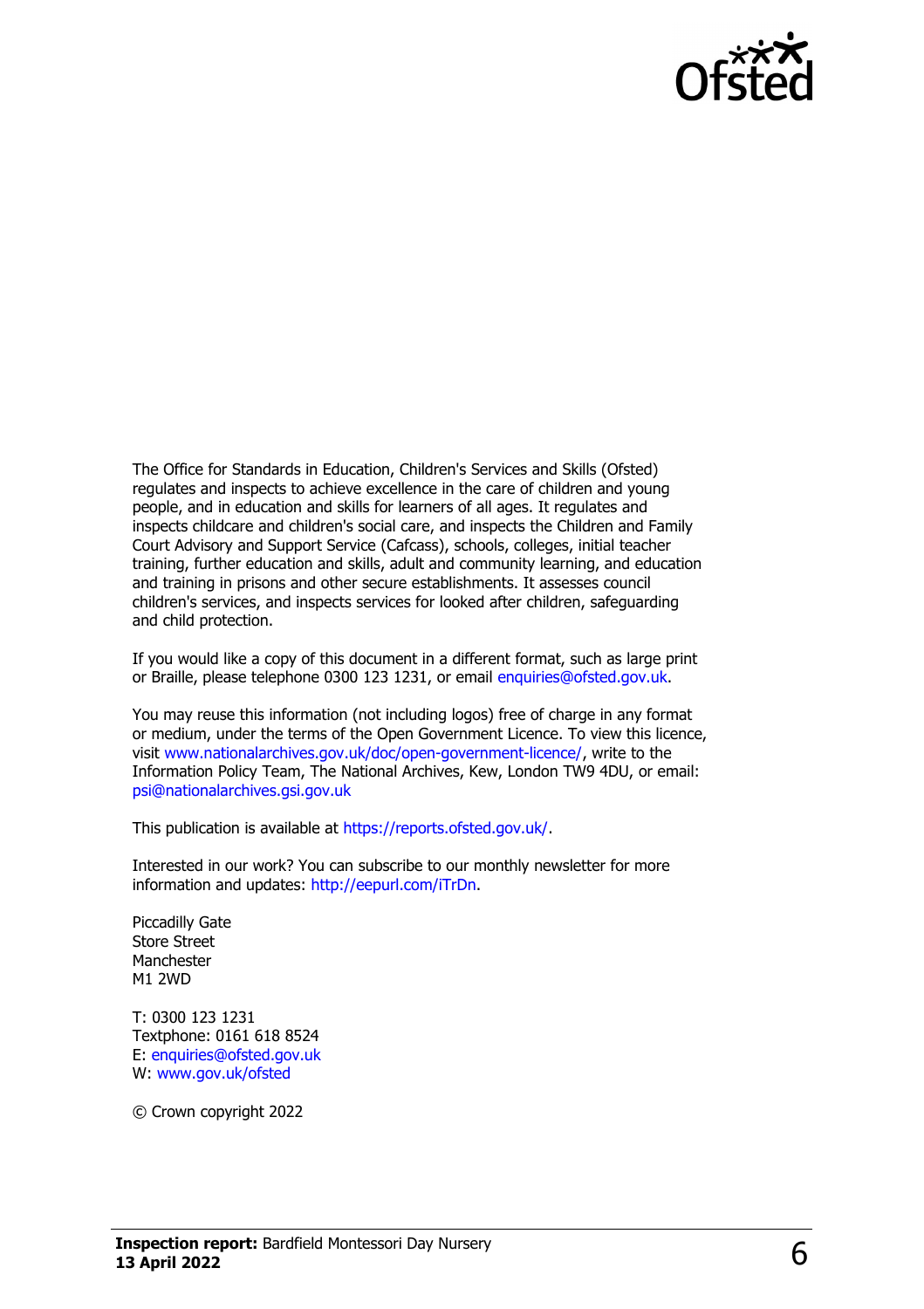The Office for Standards in Education, Children's Services and Skills (Ofsted) regulates and inspects to achieve excellence in the care of children and young people, and in education and skills for learners of all ages. It regulates and inspects childcare and children's social care, and inspects the Children and Family Court Advisory and Support Service (Cafcass), schools, colleges, initial teacher training, further education and skills, adult and community learning, and education and training in prisons and other secure establishments. It assesses council children's services, and inspects services for looked after children, safeguarding and child protection.

If you would like a copy of this document in a different format, such as large print or Braille, please telephone 0300 123 1231, or email enquiries@ofsted.gov.uk.

You may reuse this information (not including logos) free of charge in any format or medium, under the terms of the Open Government Licence. To view this licence, visit www.nationalarchives.gov.uk/doc/open-government-licence/, write to the Information Policy Team, The National Archives, Kew, London TW9 4DU, or email: psi@nationalarchives.gsi.gov.uk

This publication is available at https://reports.ofsted.gov.uk/.

Interested in our work? You can subscribe to our monthly newsletter for more information and updates: http://eepurl.com/iTrDn.

Piccadilly Gate
Store Street
Manchester
M1 2WD

T: 0300 123 1231
Textphone: 0161 618 8524
E: enquiries@ofsted.gov.uk
W: www.gov.uk/ofsted

© Crown copyright 2022